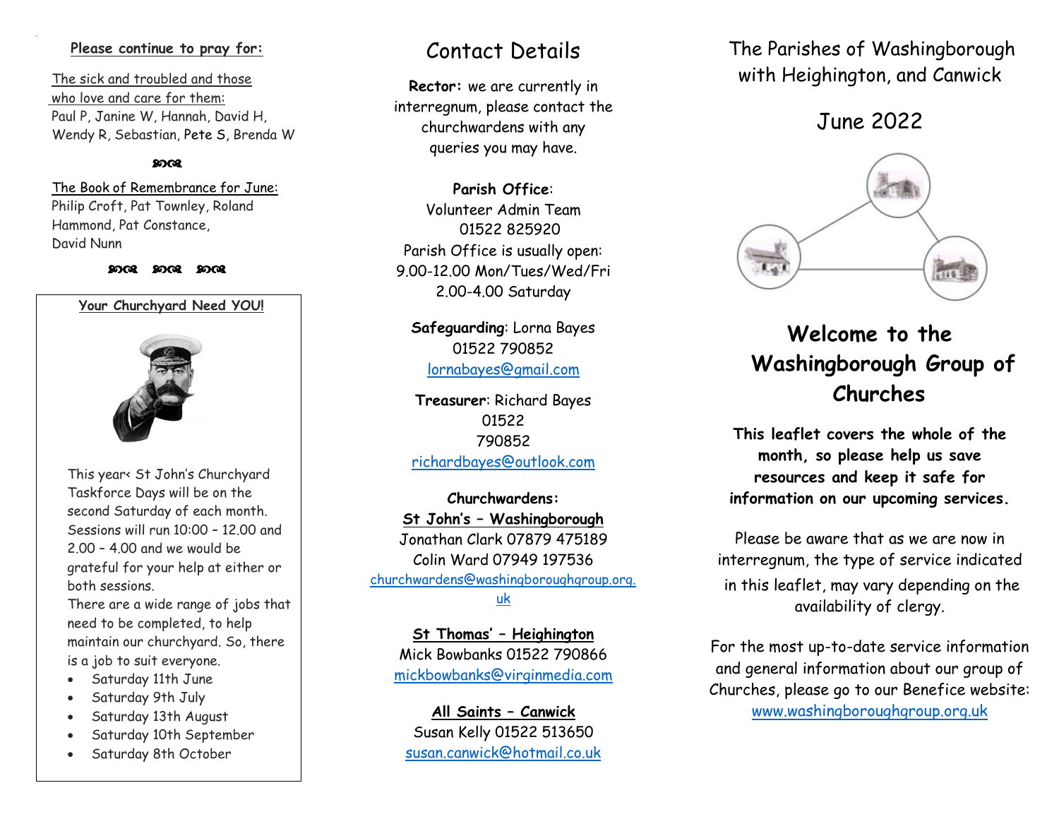**Please continue to pray for:**

The sick and troubled and those who love and care for them:
Paul P, Janine W, Hannah, David H, Wendy R, Sebastian, Pete S, Brenda W

The Book of Remembrance for June:
Philip Croft, Pat Townley, Roland Hammond, Pat Constance, David Nunn

**Your Churchyard Need YOU!**

This year‹ St John's Churchyard Taskforce Days will be on the second Saturday of each month. Sessions will run 10:00 – 12.00 and 2.00 – 4.00 and we would be grateful for your help at either or both sessions.
There are a wide range of jobs that need to be completed, to help maintain our churchyard. So, there is a job to suit everyone.

- Saturday 11th June
- Saturday 9th July
- Saturday 13th August
- Saturday 10th September
- Saturday 8th October

# Contact Details

**Rector:** we are currently in interregnum, please contact the churchwardens with any queries you may have.

**Parish Office**:
Volunteer Admin Team
01522 825920
Parish Office is usually open:
9.00-12.00 Mon/Tues/Wed/Fri
2.00-4.00 Saturday

**Safeguarding**: Lorna Bayes
01522 790852
lornabayes@gmail.com

**Treasurer**: Richard Bayes
01522
790852
richardbayes@outlook.com

**Churchwardens:**

**St John's – Washingborough**
Jonathan Clark 07879 475189
Colin Ward 07949 197536
churchwardens@washingboroughgroup.org.uk

**St Thomas' – Heighington**
Mick Bowbanks 01522 790866
mickbowbanks@virginmedia.com

**All Saints – Canwick**
Susan Kelly 01522 513650
susan.canwick@hotmail.co.uk

The Parishes of Washingborough with Heighington, and Canwick

June 2022

# Welcome to the Washingborough Group of Churches

**This leaflet covers the whole of the month, so please help us save resources and keep it safe for information on our upcoming services.**

Please be aware that as we are now in interregnum, the type of service indicated in this leaflet, may vary depending on the availability of clergy.

For the most up-to-date service information and general information about our group of Churches, please go to our Benefice website:
www.washingboroughgroup.org.uk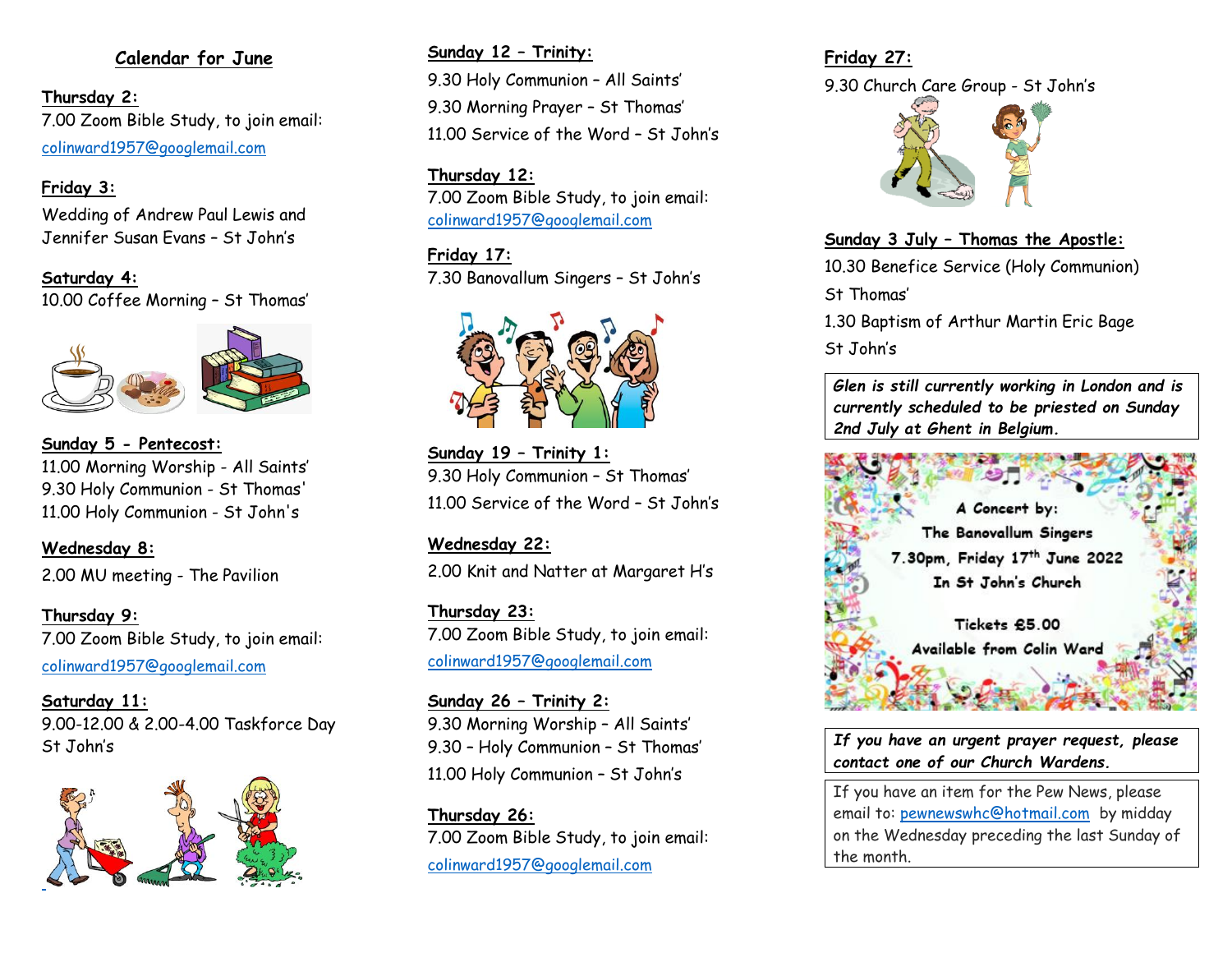## Calendar for June

**Thursday 2:**
7.00 Zoom Bible Study, to join email:
colinward1957@googlemail.com

**Friday 3:**
Wedding of Andrew Paul Lewis and Jennifer Susan Evans – St John's

**Saturday 4:**
10.00 Coffee Morning – St Thomas'

**Sunday 5 - Pentecost:**
11.00 Morning Worship - All Saints'
9.30 Holy Communion - St Thomas'
11.00 Holy Communion - St John's

**Wednesday 8:**
2.00 MU meeting - The Pavilion

**Thursday 9:**
7.00 Zoom Bible Study, to join email:
colinward1957@googlemail.com

**Saturday 11:**
9.00-12.00 & 2.00-4.00 Taskforce Day
St John's

**Sunday 12 – Trinity:**
9.30 Holy Communion – All Saints'
9.30 Morning Prayer – St Thomas'
11.00 Service of the Word – St John's

**Thursday 12:**
7.00 Zoom Bible Study, to join email:
colinward1957@googlemail.com

**Friday 17:**
7.30 Banovallum Singers – St John's

**Sunday 19 – Trinity 1:**
9.30 Holy Communion – St Thomas'
11.00 Service of the Word – St John's

**Wednesday 22:**
2.00 Knit and Natter at Margaret H's

**Thursday 23:**
7.00 Zoom Bible Study, to join email:
colinward1957@googlemail.com

**Sunday 26 – Trinity 2:**
9.30 Morning Worship – All Saints'
9.30 – Holy Communion – St Thomas'
11.00 Holy Communion – St John's

**Thursday 26:**
7.00 Zoom Bible Study, to join email:
colinward1957@googlemail.com

**Friday 27:**
9.30 Church Care Group - St John's

**Sunday 3 July – Thomas the Apostle:**
10.30 Benefice Service (Holy Communion)
St Thomas'
1.30 Baptism of Arthur Martin Eric Bage
St John's

***Glen is still currently working in London and is currently scheduled to be priested on Sunday 2nd July at Ghent in Belgium.***

A Concert by:
The Banovallum Singers
7.30pm, Friday 17th June 2022
In St John's Church

Tickets £5.00
Available from Colin Ward

***If you have an urgent prayer request, please contact one of our Church Wardens.***

If you have an item for the Pew News, please email to: pewnewswhc@hotmail.com by midday on the Wednesday preceding the last Sunday of the month.